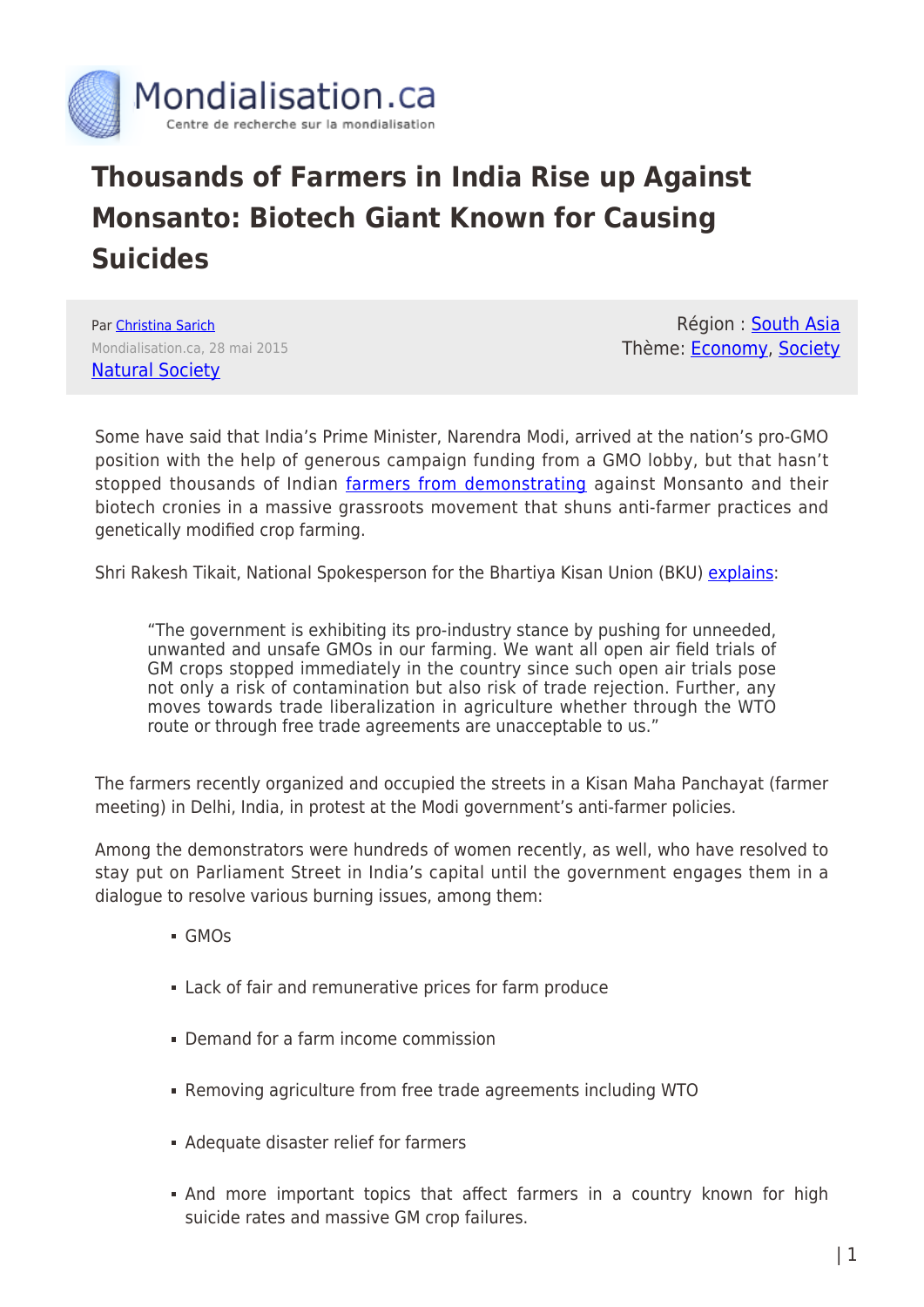Mondialisation.ca

Centre de recherche sur la mondialisation

# Thousands of Farmers in India Rise up Against Monsanto: Biotech Giant Known for Causing Suicides

Par Christina Sarich

Mondialisation.ca, 28 mai 2015

Natural Society

Région : South Asia

Thème: Economy, Society

Some have said that India's Prime Minister, Narendra Modi, arrived at the nation's pro-GMO position with the help of generous campaign funding from a GMO lobby, but that hasn't stopped thousands of Indian farmers from demonstrating against Monsanto and their biotech cronies in a massive grassroots movement that shuns anti-farmer practices and genetically modified crop farming.

Shri Rakesh Tikait, National Spokesperson for the Bhartiya Kisan Union (BKU) explains:

> "The government is exhibiting its pro-industry stance by pushing for unneeded, unwanted and unsafe GMOs in our farming. We want all open air field trials of GM crops stopped immediately in the country since such open air trials pose not only a risk of contamination but also risk of trade rejection. Further, any moves towards trade liberalization in agriculture whether through the WTO route or through free trade agreements are unacceptable to us."

The farmers recently organized and occupied the streets in a Kisan Maha Panchayat (farmer meeting) in Delhi, India, in protest at the Modi government's anti-farmer policies.

Among the demonstrators were hundreds of women recently, as well, who have resolved to stay put on Parliament Street in India's capital until the government engages them in a dialogue to resolve various burning issues, among them:

- GMOs
- Lack of fair and remunerative prices for farm produce
- Demand for a farm income commission
- Removing agriculture from free trade agreements including WTO
- Adequate disaster relief for farmers
- And more important topics that affect farmers in a country known for high suicide rates and massive GM crop failures.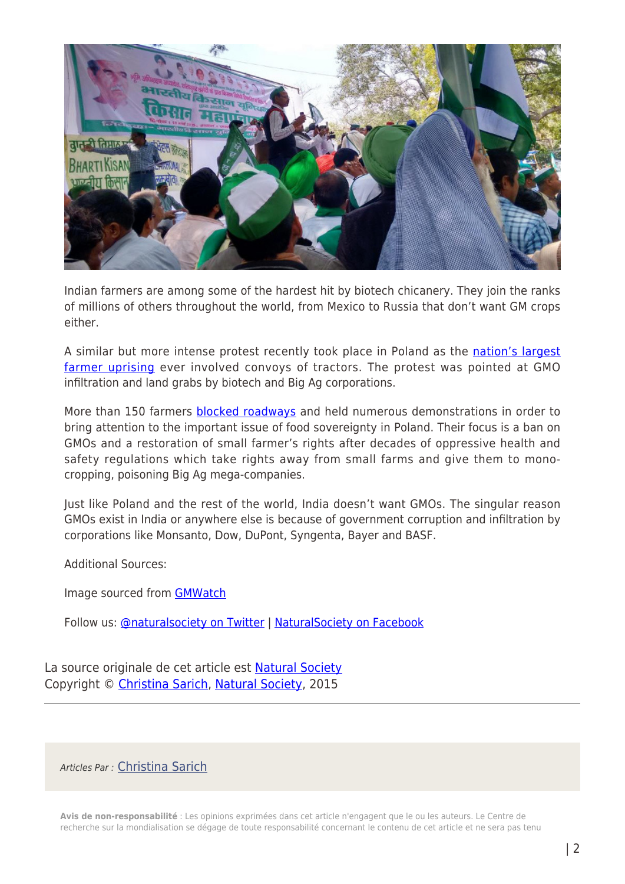Indian farmers are among some of the hardest hit by biotech chicanery. They join the ranks of millions of others throughout the world, from Mexico to Russia that don't want GM crops either.

A similar but more intense protest recently took place in Poland as the nation's largest farmer uprising ever involved convoys of tractors. The protest was pointed at GMO infiltration and land grabs by biotech and Big Ag corporations.

More than 150 farmers blocked roadways and held numerous demonstrations in order to bring attention to the important issue of food sovereignty in Poland. Their focus is a ban on GMOs and a restoration of small farmer's rights after decades of oppressive health and safety regulations which take rights away from small farms and give them to mono-cropping, poisoning Big Ag mega-companies.

Just like Poland and the rest of the world, India doesn't want GMOs. The singular reason GMOs exist in India or anywhere else is because of government corruption and infiltration by corporations like Monsanto, Dow, DuPont, Syngenta, Bayer and BASF.

Additional Sources:

Image sourced from GMWatch

Follow us: @naturalsociety on Twitter | NaturalSociety on Facebook

La source originale de cet article est Natural Society
Copyright © Christina Sarich, Natural Society, 2015

---

*Articles Par :* Christina Sarich

**Avis de non-responsabilité** : Les opinions exprimées dans cet article n'engagent que le ou les auteurs. Le Centre de recherche sur la mondialisation se dégage de toute responsabilité concernant le contenu de cet article et ne sera pas tenu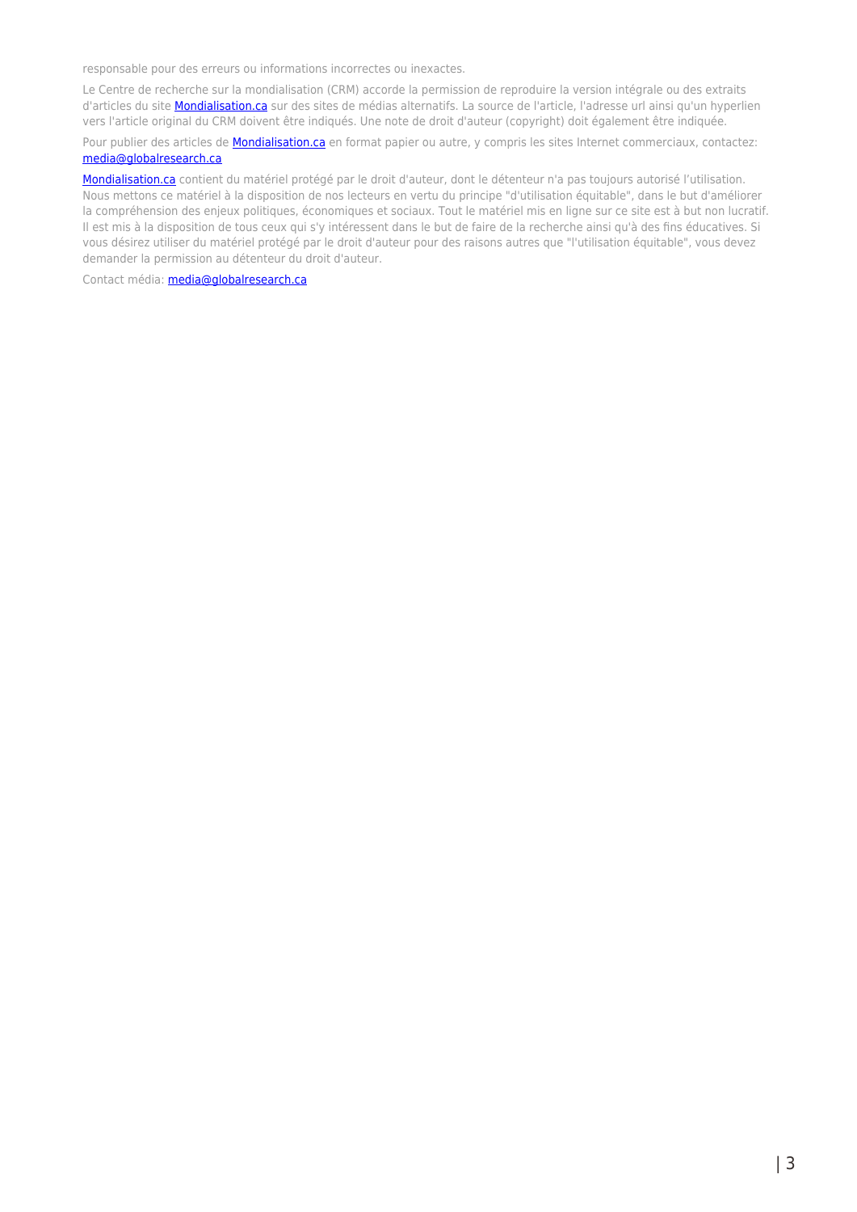responsable pour des erreurs ou informations incorrectes ou inexactes.

Le Centre de recherche sur la mondialisation (CRM) accorde la permission de reproduire la version intégrale ou des extraits d'articles du site Mondialisation.ca sur des sites de médias alternatifs. La source de l'article, l'adresse url ainsi qu'un hyperlien vers l'article original du CRM doivent être indiqués. Une note de droit d'auteur (copyright) doit également être indiquée.

Pour publier des articles de Mondialisation.ca en format papier ou autre, y compris les sites Internet commerciaux, contactez: media@globalresearch.ca

Mondialisation.ca contient du matériel protégé par le droit d'auteur, dont le détenteur n'a pas toujours autorisé l'utilisation. Nous mettons ce matériel à la disposition de nos lecteurs en vertu du principe "d'utilisation équitable", dans le but d'améliorer la compréhension des enjeux politiques, économiques et sociaux. Tout le matériel mis en ligne sur ce site est à but non lucratif. Il est mis à la disposition de tous ceux qui s'y intéressent dans le but de faire de la recherche ainsi qu'à des fins éducatives. Si vous désirez utiliser du matériel protégé par le droit d'auteur pour des raisons autres que "l'utilisation équitable", vous devez demander la permission au détenteur du droit d'auteur.

Contact média: media@globalresearch.ca